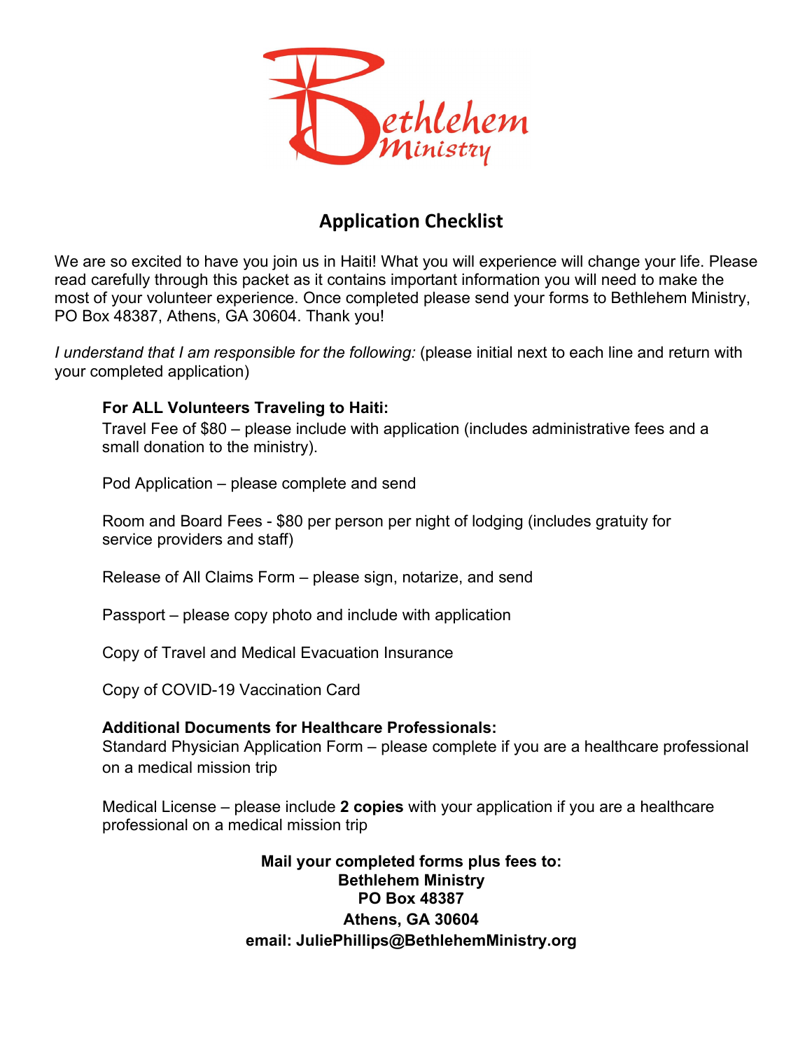# Bethlehem Ministry

## Application Checklist

We are so excited to have you join us in Haiti! What you will experience will change your life. Please read carefully through this packet as it contains important information you will need to make the most of your volunteer experience. Once completed please send your forms to Bethlehem Ministry, PO Box 48387, Athens, GA 30604. Thank you!

*I understand that I am responsible for the following:* (please initial next to each line and return with your completed application)

**For ALL Volunteers Traveling to Haiti:**

Travel Fee of $80 – please include with application (includes administrative fees and a small donation to the ministry).

Pod Application – please complete and send

Room and Board Fees - $80 per person per night of lodging (includes gratuity for service providers and staff)

Release of All Claims Form – please sign, notarize, and send

Passport – please copy photo and include with application

Copy of Travel and Medical Evacuation Insurance

Copy of COVID-19 Vaccination Card

**Additional Documents for Healthcare Professionals:**

Standard Physician Application Form – please complete if you are a healthcare professional on a medical mission trip

Medical License – please include **2 copies** with your application if you are a healthcare professional on a medical mission trip

**Mail your completed forms plus fees to:**
**Bethlehem Ministry**
**PO Box 48387**
**Athens, GA 30604**
**email: JuliePhillips@BethlehemMinistry.org**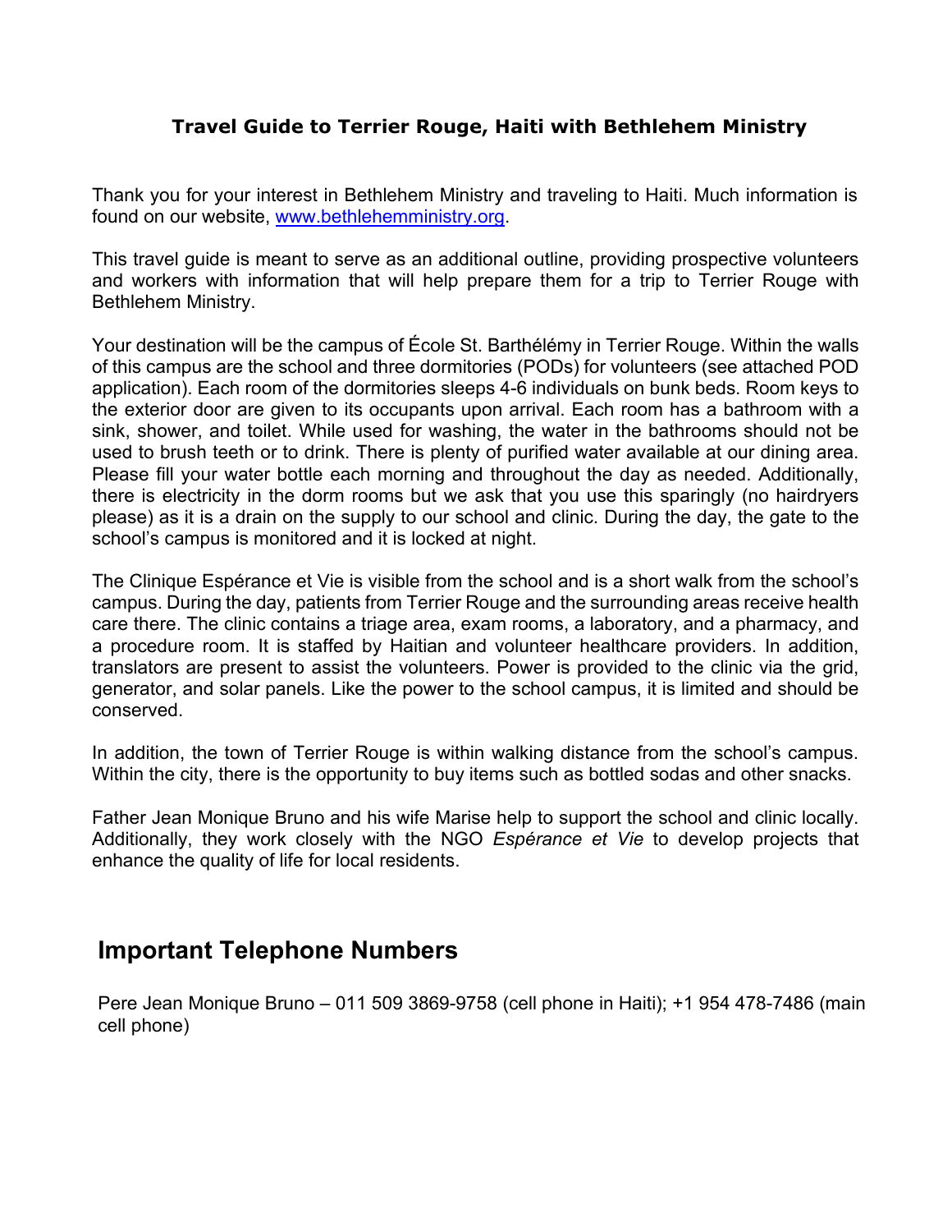# Travel Guide to Terrier Rouge, Haiti with Bethlehem Ministry

Thank you for your interest in Bethlehem Ministry and traveling to Haiti. Much information is found on our website, [www.bethlehemministry.org](http://www.bethlehemministry.org).

This travel guide is meant to serve as an additional outline, providing prospective volunteers and workers with information that will help prepare them for a trip to Terrier Rouge with Bethlehem Ministry.

Your destination will be the campus of École St. Barthélémy in Terrier Rouge. Within the walls of this campus are the school and three dormitories (PODs) for volunteers (see attached POD application). Each room of the dormitories sleeps 4-6 individuals on bunk beds. Room keys to the exterior door are given to its occupants upon arrival. Each room has a bathroom with a sink, shower, and toilet. While used for washing, the water in the bathrooms should not be used to brush teeth or to drink. There is plenty of purified water available at our dining area. Please fill your water bottle each morning and throughout the day as needed. Additionally, there is electricity in the dorm rooms but we ask that you use this sparingly (no hairdryers please) as it is a drain on the supply to our school and clinic. During the day, the gate to the school's campus is monitored and it is locked at night.

The Clinique Espérance et Vie is visible from the school and is a short walk from the school's campus. During the day, patients from Terrier Rouge and the surrounding areas receive health care there. The clinic contains a triage area, exam rooms, a laboratory, and a pharmacy, and a procedure room. It is staffed by Haitian and volunteer healthcare providers. In addition, translators are present to assist the volunteers. Power is provided to the clinic via the grid, generator, and solar panels. Like the power to the school campus, it is limited and should be conserved.

In addition, the town of Terrier Rouge is within walking distance from the school's campus. Within the city, there is the opportunity to buy items such as bottled sodas and other snacks.

Father Jean Monique Bruno and his wife Marise help to support the school and clinic locally. Additionally, they work closely with the NGO *Espérance et Vie* to develop projects that enhance the quality of life for local residents.

## Important Telephone Numbers

Pere Jean Monique Bruno – 011 509 3869-9758 (cell phone in Haiti); +1 954 478-7486 (main cell phone)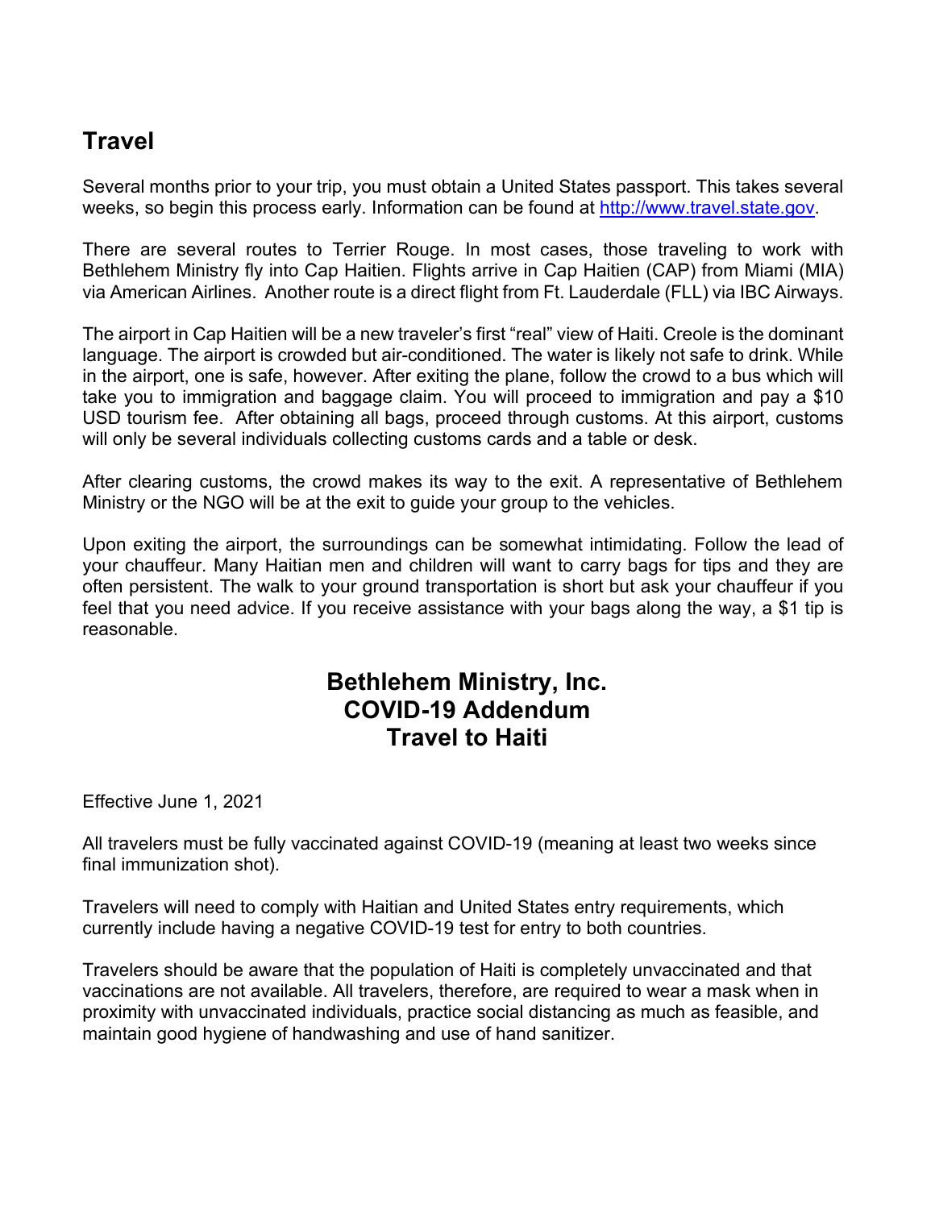## Travel

Several months prior to your trip, you must obtain a United States passport. This takes several weeks, so begin this process early. Information can be found at [http://www.travel.state.gov](http://www.travel.state.gov).

There are several routes to Terrier Rouge. In most cases, those traveling to work with Bethlehem Ministry fly into Cap Haitien. Flights arrive in Cap Haitien (CAP) from Miami (MIA) via American Airlines. Another route is a direct flight from Ft. Lauderdale (FLL) via IBC Airways.

The airport in Cap Haitien will be a new traveler's first "real" view of Haiti. Creole is the dominant language. The airport is crowded but air-conditioned. The water is likely not safe to drink. While in the airport, one is safe, however. After exiting the plane, follow the crowd to a bus which will take you to immigration and baggage claim. You will proceed to immigration and pay a $10 USD tourism fee. After obtaining all bags, proceed through customs. At this airport, customs will only be several individuals collecting customs cards and a table or desk.

After clearing customs, the crowd makes its way to the exit. A representative of Bethlehem Ministry or the NGO will be at the exit to guide your group to the vehicles.

Upon exiting the airport, the surroundings can be somewhat intimidating. Follow the lead of your chauffeur. Many Haitian men and children will want to carry bags for tips and they are often persistent. The walk to your ground transportation is short but ask your chauffeur if you feel that you need advice. If you receive assistance with your bags along the way, a $1 tip is reasonable.

# Bethlehem Ministry, Inc.
# COVID-19 Addendum
# Travel to Haiti

Effective June 1, 2021

All travelers must be fully vaccinated against COVID-19 (meaning at least two weeks since final immunization shot).

Travelers will need to comply with Haitian and United States entry requirements, which currently include having a negative COVID-19 test for entry to both countries.

Travelers should be aware that the population of Haiti is completely unvaccinated and that vaccinations are not available. All travelers, therefore, are required to wear a mask when in proximity with unvaccinated individuals, practice social distancing as much as feasible, and maintain good hygiene of handwashing and use of hand sanitizer.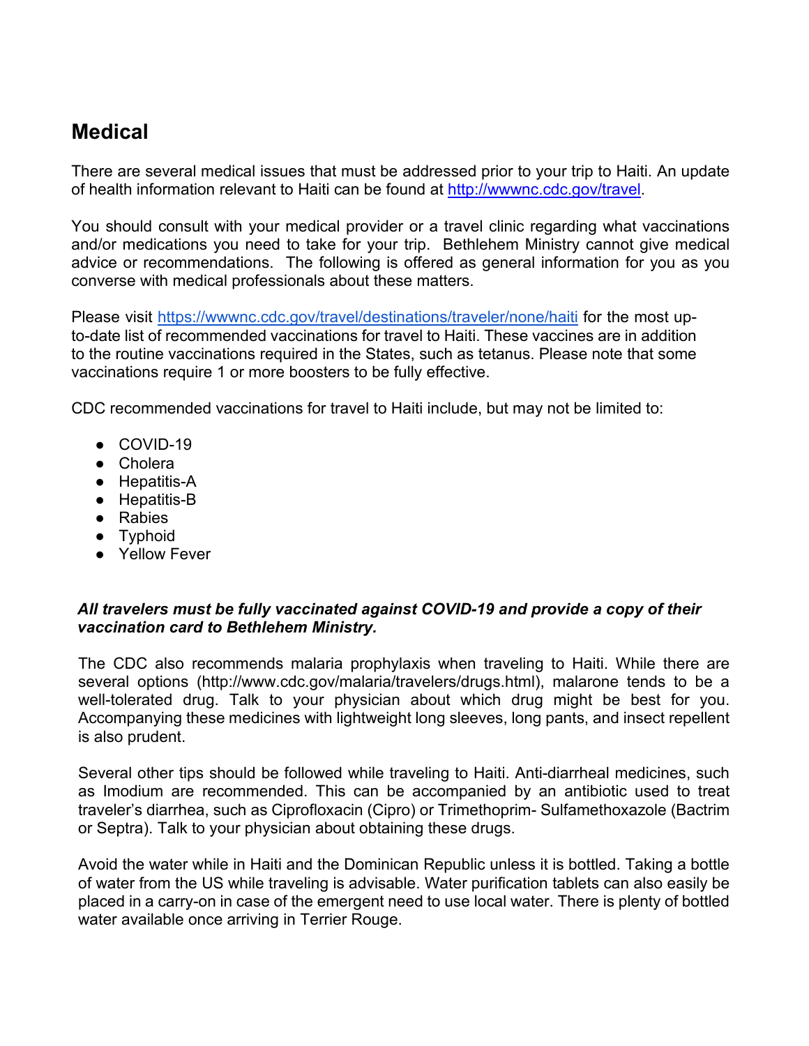## Medical

There are several medical issues that must be addressed prior to your trip to Haiti. An update of health information relevant to Haiti can be found at [http://wwwnc.cdc.gov/travel](http://wwwnc.cdc.gov/travel).

You should consult with your medical provider or a travel clinic regarding what vaccinations and/or medications you need to take for your trip. Bethlehem Ministry cannot give medical advice or recommendations. The following is offered as general information for you as you converse with medical professionals about these matters.

Please visit [https://wwwnc.cdc.gov/travel/destinations/traveler/none/haiti](https://wwwnc.cdc.gov/travel/destinations/traveler/none/haiti) for the most up-to-date list of recommended vaccinations for travel to Haiti. These vaccines are in addition to the routine vaccinations required in the States, such as tetanus. Please note that some vaccinations require 1 or more boosters to be fully effective.

CDC recommended vaccinations for travel to Haiti include, but may not be limited to:

- COVID-19
- Cholera
- Hepatitis-A
- Hepatitis-B
- Rabies
- Typhoid
- Yellow Fever

***All travelers must be fully vaccinated against COVID-19 and provide a copy of their vaccination card to Bethlehem Ministry.***

The CDC also recommends malaria prophylaxis when traveling to Haiti. While there are several options (http://www.cdc.gov/malaria/travelers/drugs.html), malarone tends to be a well-tolerated drug. Talk to your physician about which drug might be best for you. Accompanying these medicines with lightweight long sleeves, long pants, and insect repellent is also prudent.

Several other tips should be followed while traveling to Haiti. Anti-diarrheal medicines, such as Imodium are recommended. This can be accompanied by an antibiotic used to treat traveler's diarrhea, such as Ciprofloxacin (Cipro) or Trimethoprim- Sulfamethoxazole (Bactrim or Septra). Talk to your physician about obtaining these drugs.

Avoid the water while in Haiti and the Dominican Republic unless it is bottled. Taking a bottle of water from the US while traveling is advisable. Water purification tablets can also easily be placed in a carry-on in case of the emergent need to use local water. There is plenty of bottled water available once arriving in Terrier Rouge.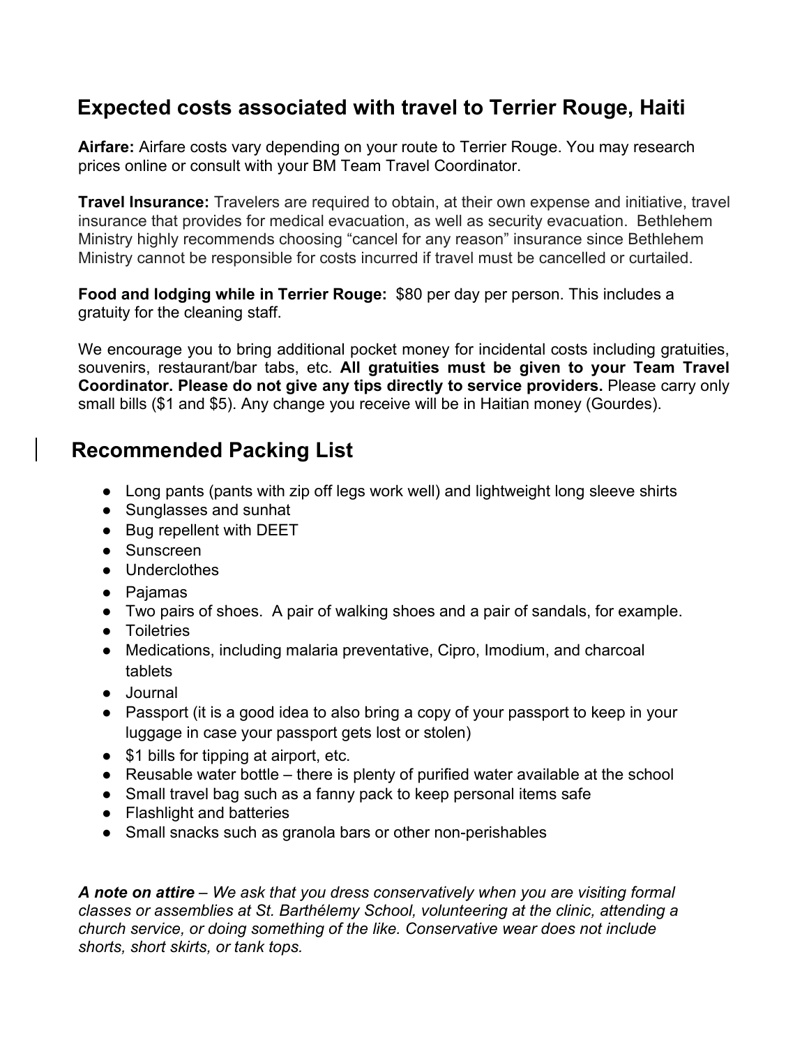## Expected costs associated with travel to Terrier Rouge, Haiti

**Airfare:** Airfare costs vary depending on your route to Terrier Rouge. You may research prices online or consult with your BM Team Travel Coordinator.

**Travel Insurance:** Travelers are required to obtain, at their own expense and initiative, travel insurance that provides for medical evacuation, as well as security evacuation. Bethlehem Ministry highly recommends choosing "cancel for any reason" insurance since Bethlehem Ministry cannot be responsible for costs incurred if travel must be cancelled or curtailed.

**Food and lodging while in Terrier Rouge:** $80 per day per person. This includes a gratuity for the cleaning staff.

We encourage you to bring additional pocket money for incidental costs including gratuities, souvenirs, restaurant/bar tabs, etc. **All gratuities must be given to your Team Travel Coordinator. Please do not give any tips directly to service providers.** Please carry only small bills ($1 and $5). Any change you receive will be in Haitian money (Gourdes).

## Recommended Packing List

- Long pants (pants with zip off legs work well) and lightweight long sleeve shirts
- Sunglasses and sunhat
- Bug repellent with DEET
- Sunscreen
- Underclothes
- Pajamas
- Two pairs of shoes. A pair of walking shoes and a pair of sandals, for example.
- Toiletries
- Medications, including malaria preventative, Cipro, Imodium, and charcoal tablets
- Journal
- Passport (it is a good idea to also bring a copy of your passport to keep in your luggage in case your passport gets lost or stolen)
- $1 bills for tipping at airport, etc.
- Reusable water bottle – there is plenty of purified water available at the school
- Small travel bag such as a fanny pack to keep personal items safe
- Flashlight and batteries
- Small snacks such as granola bars or other non-perishables

***A note on attire*** *– We ask that you dress conservatively when you are visiting formal classes or assemblies at St. Barthélemy School, volunteering at the clinic, attending a church service, or doing something of the like. Conservative wear does not include shorts, short skirts, or tank tops.*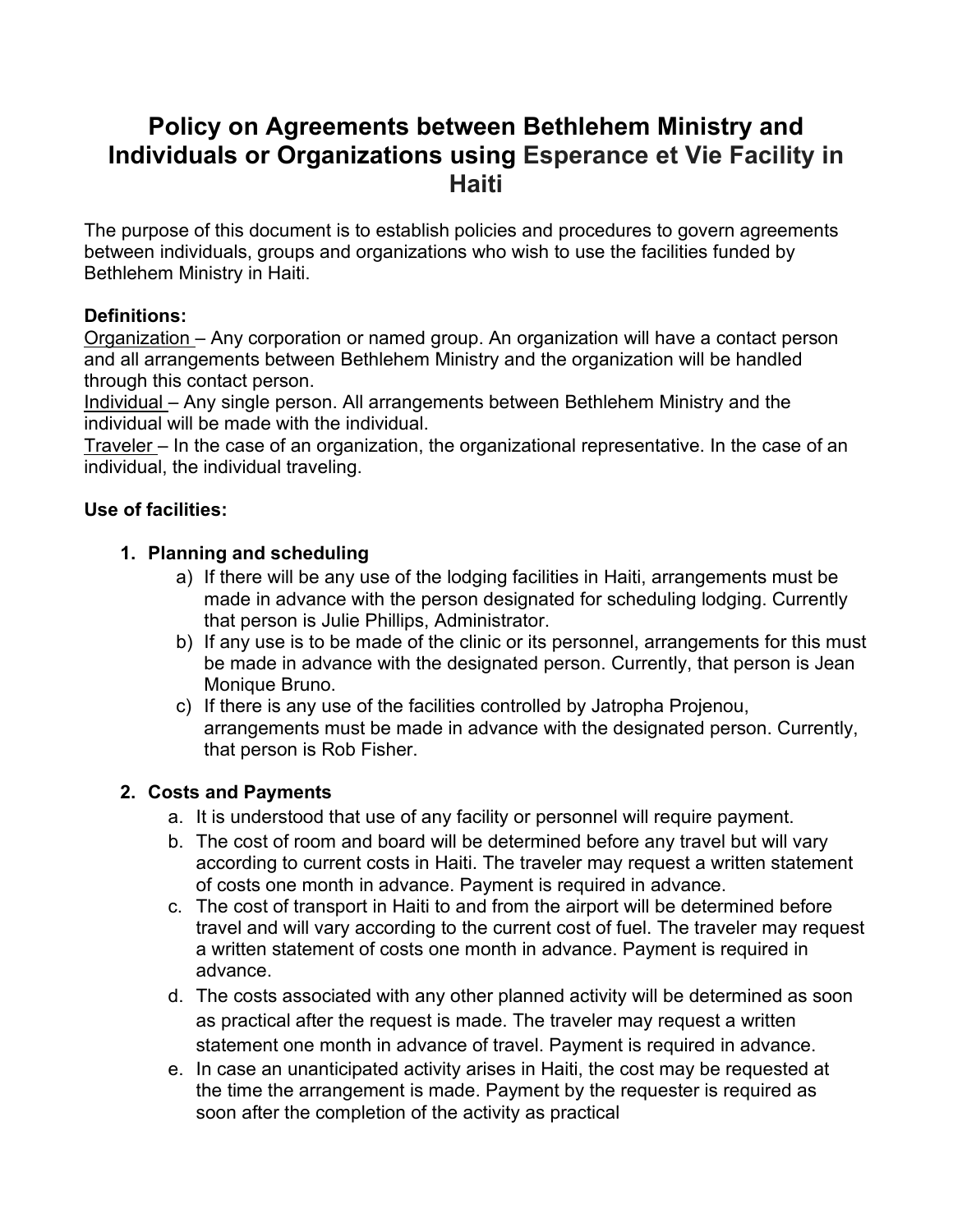# Policy on Agreements between Bethlehem Ministry and Individuals or Organizations using Esperance et Vie Facility in Haiti

The purpose of this document is to establish policies and procedures to govern agreements between individuals, groups and organizations who wish to use the facilities funded by Bethlehem Ministry in Haiti.

**Definitions:**

Organization – Any corporation or named group. An organization will have a contact person and all arrangements between Bethlehem Ministry and the organization will be handled through this contact person.

Individual – Any single person. All arrangements between Bethlehem Ministry and the individual will be made with the individual.

Traveler – In the case of an organization, the organizational representative. In the case of an individual, the individual traveling.

**Use of facilities:**

1. **Planning and scheduling**
   a) If there will be any use of the lodging facilities in Haiti, arrangements must be made in advance with the person designated for scheduling lodging. Currently that person is Julie Phillips, Administrator.
   b) If any use is to be made of the clinic or its personnel, arrangements for this must be made in advance with the designated person. Currently, that person is Jean Monique Bruno.
   c) If there is any use of the facilities controlled by Jatropha Projenou, arrangements must be made in advance with the designated person. Currently, that person is Rob Fisher.

2. **Costs and Payments**
   a. It is understood that use of any facility or personnel will require payment.
   b. The cost of room and board will be determined before any travel but will vary according to current costs in Haiti. The traveler may request a written statement of costs one month in advance. Payment is required in advance.
   c. The cost of transport in Haiti to and from the airport will be determined before travel and will vary according to the current cost of fuel. The traveler may request a written statement of costs one month in advance. Payment is required in advance.
   d. The costs associated with any other planned activity will be determined as soon as practical after the request is made. The traveler may request a written statement one month in advance of travel. Payment is required in advance.
   e. In case an unanticipated activity arises in Haiti, the cost may be requested at the time the arrangement is made. Payment by the requester is required as soon after the completion of the activity as practical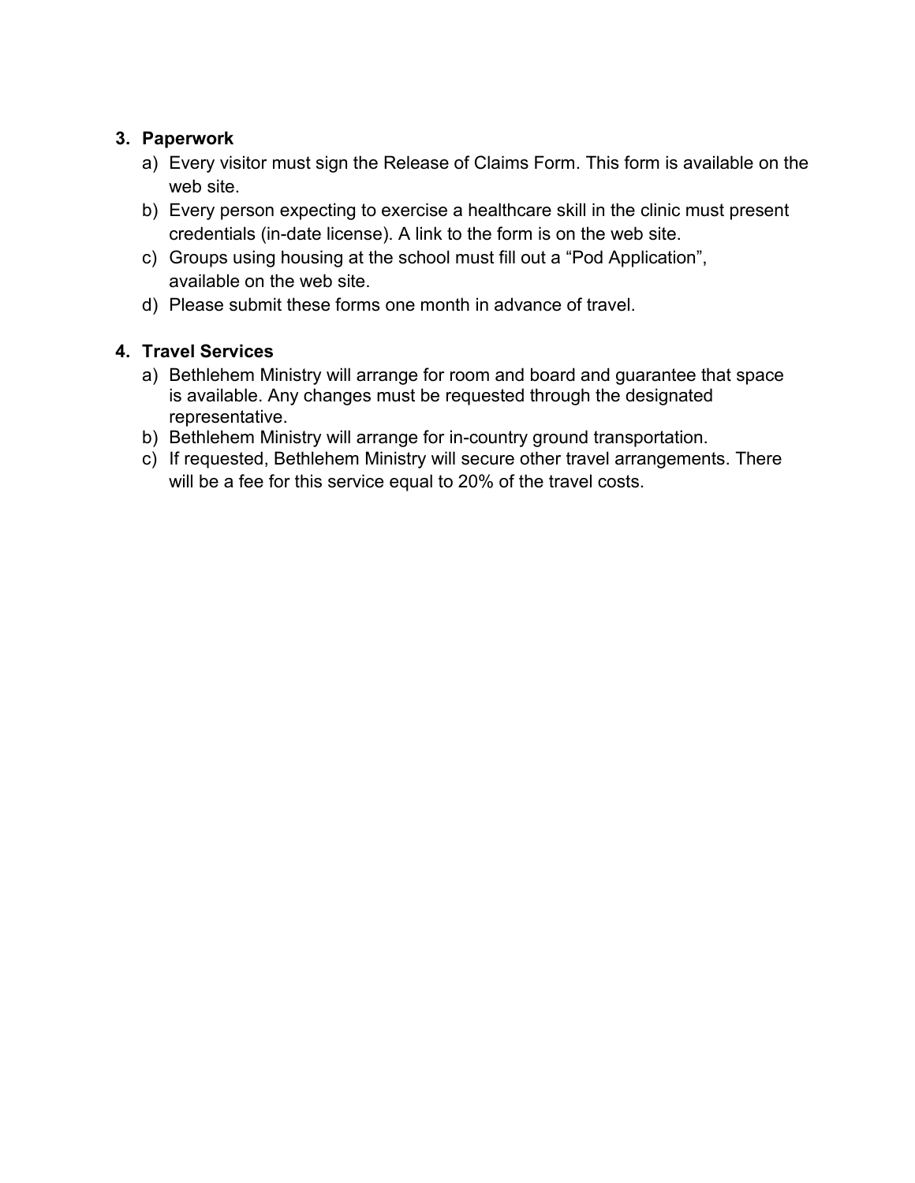3. **Paperwork**
   a) Every visitor must sign the Release of Claims Form. This form is available on the web site.
   b) Every person expecting to exercise a healthcare skill in the clinic must present credentials (in-date license). A link to the form is on the web site.
   c) Groups using housing at the school must fill out a "Pod Application", available on the web site.
   d) Please submit these forms one month in advance of travel.

4. **Travel Services**
   a) Bethlehem Ministry will arrange for room and board and guarantee that space is available. Any changes must be requested through the designated representative.
   b) Bethlehem Ministry will arrange for in-country ground transportation.
   c) If requested, Bethlehem Ministry will secure other travel arrangements. There will be a fee for this service equal to 20% of the travel costs.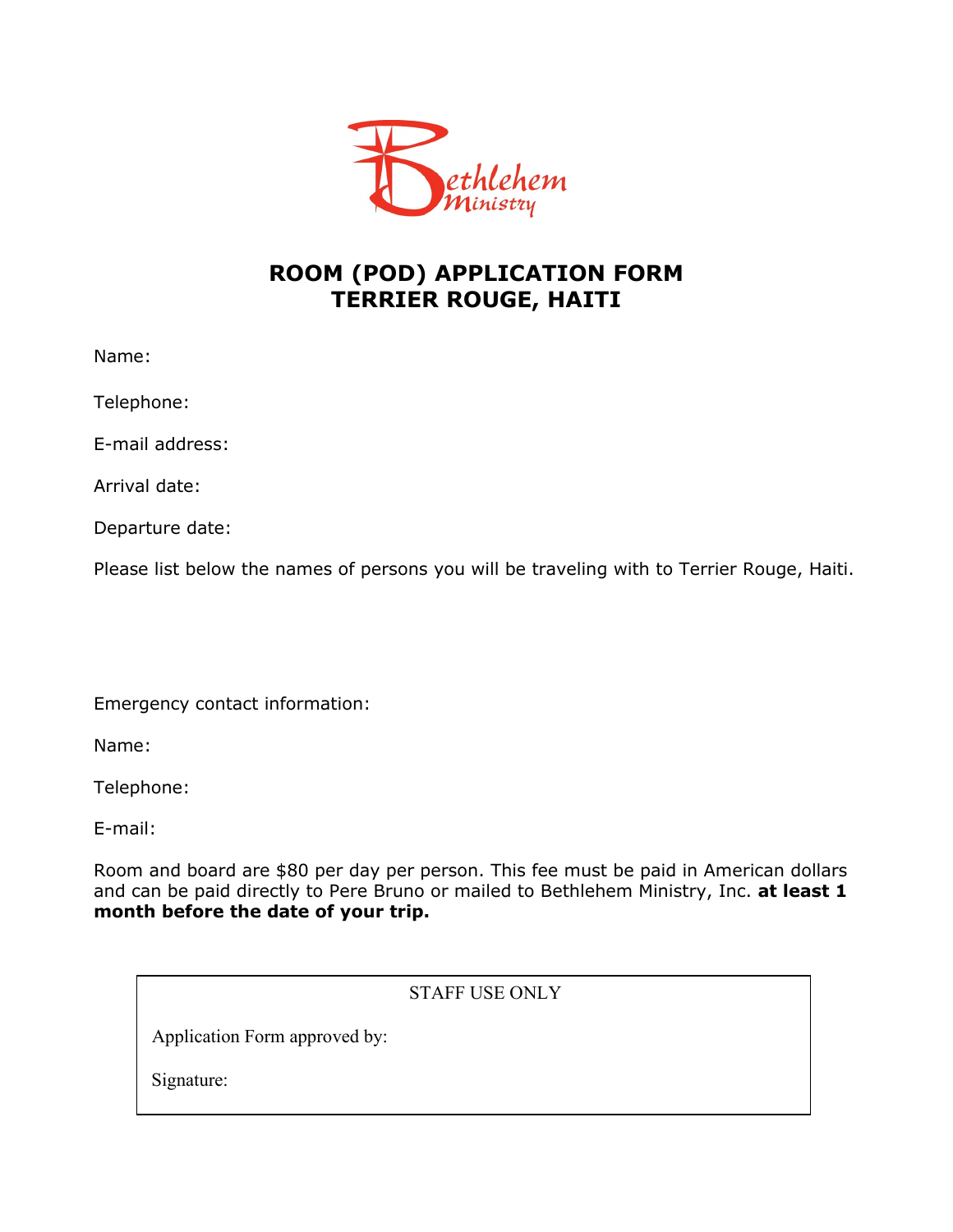# ROOM (POD) APPLICATION FORM
# TERRIER ROUGE, HAITI

Name:

Telephone:

E-mail address:

Arrival date:

Departure date:

Please list below the names of persons you will be traveling with to Terrier Rouge, Haiti.

Emergency contact information:

Name:

Telephone:

E-mail:

Room and board are $80 per day per person. This fee must be paid in American dollars and can be paid directly to Pere Bruno or mailed to Bethlehem Ministry, Inc. **at least 1 month before the date of your trip.**

| STAFF USE ONLY |
| --- |
| Application Form approved by: |
| Signature: |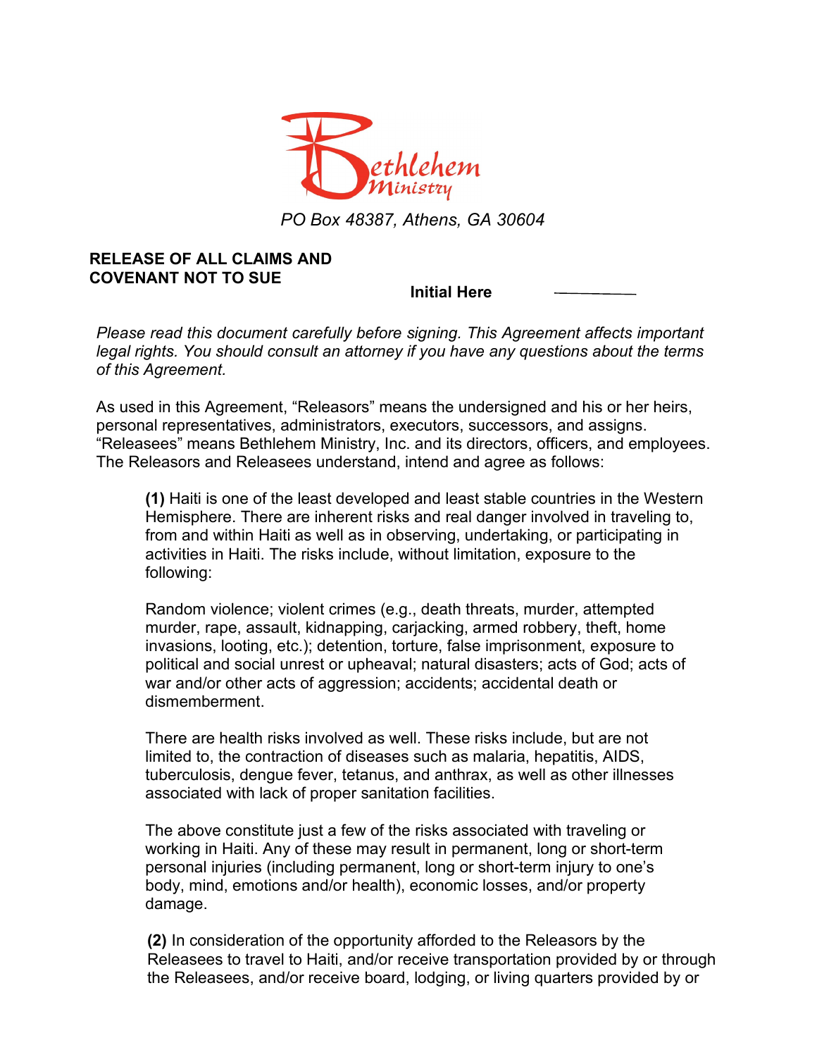PO Box 48387, Athens, GA 30604

**RELEASE OF ALL CLAIMS AND COVENANT NOT TO SUE**

**Initial Here** ________

*Please read this document carefully before signing. This Agreement affects important legal rights. You should consult an attorney if you have any questions about the terms of this Agreement.*

As used in this Agreement, "Releasors" means the undersigned and his or her heirs, personal representatives, administrators, executors, successors, and assigns. "Releasees" means Bethlehem Ministry, Inc. and its directors, officers, and employees. The Releasors and Releasees understand, intend and agree as follows:

**(1)** Haiti is one of the least developed and least stable countries in the Western Hemisphere. There are inherent risks and real danger involved in traveling to, from and within Haiti as well as in observing, undertaking, or participating in activities in Haiti. The risks include, without limitation, exposure to the following:

Random violence; violent crimes (e.g., death threats, murder, attempted murder, rape, assault, kidnapping, carjacking, armed robbery, theft, home invasions, looting, etc.); detention, torture, false imprisonment, exposure to political and social unrest or upheaval; natural disasters; acts of God; acts of war and/or other acts of aggression; accidents; accidental death or dismemberment.

There are health risks involved as well. These risks include, but are not limited to, the contraction of diseases such as malaria, hepatitis, AIDS, tuberculosis, dengue fever, tetanus, and anthrax, as well as other illnesses associated with lack of proper sanitation facilities.

The above constitute just a few of the risks associated with traveling or working in Haiti. Any of these may result in permanent, long or short-term personal injuries (including permanent, long or short-term injury to one's body, mind, emotions and/or health), economic losses, and/or property damage.

**(2)** In consideration of the opportunity afforded to the Releasors by the Releasees to travel to Haiti, and/or receive transportation provided by or through the Releasees, and/or receive board, lodging, or living quarters provided by or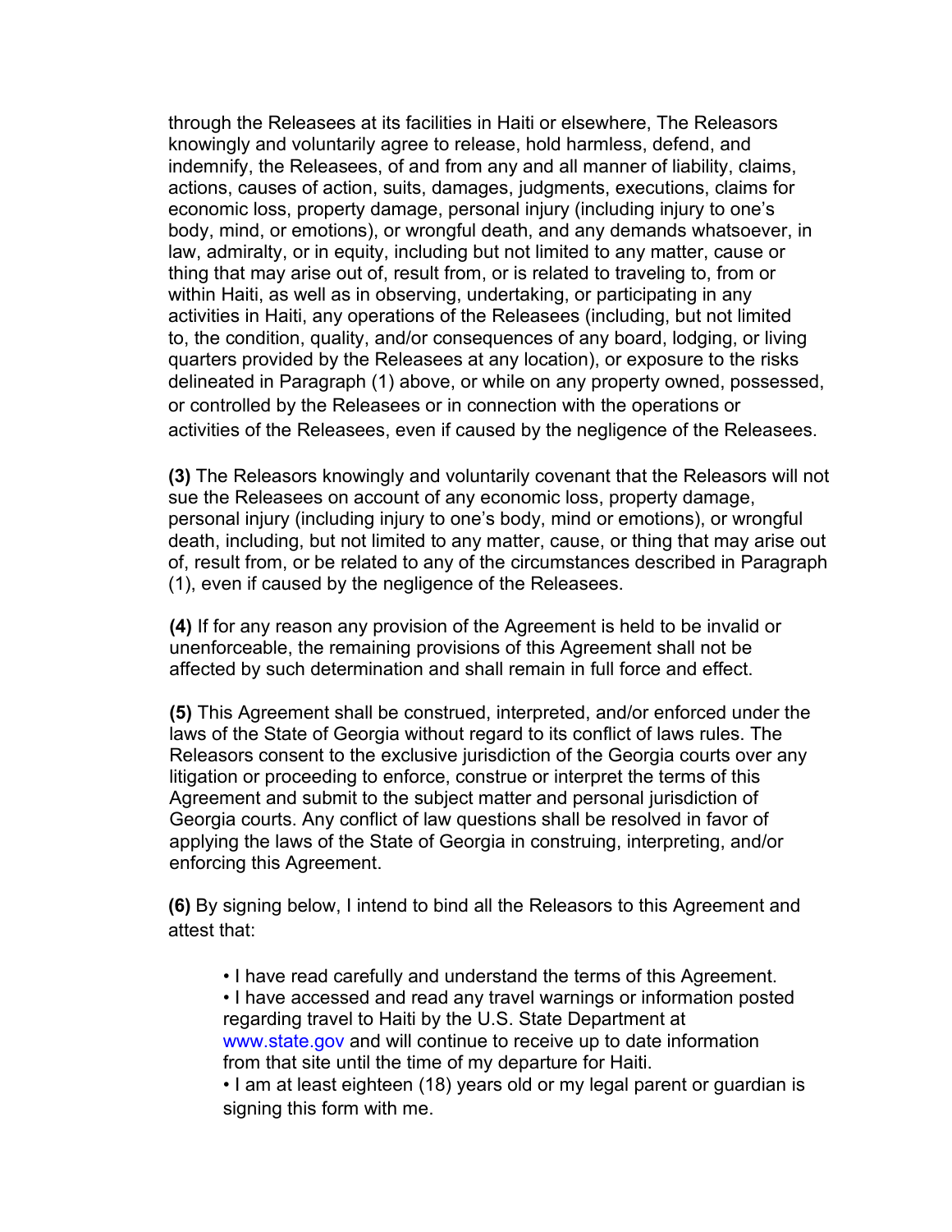through the Releasees at its facilities in Haiti or elsewhere, The Releasors knowingly and voluntarily agree to release, hold harmless, defend, and indemnify, the Releasees, of and from any and all manner of liability, claims, actions, causes of action, suits, damages, judgments, executions, claims for economic loss, property damage, personal injury (including injury to one's body, mind, or emotions), or wrongful death, and any demands whatsoever, in law, admiralty, or in equity, including but not limited to any matter, cause or thing that may arise out of, result from, or is related to traveling to, from or within Haiti, as well as in observing, undertaking, or participating in any activities in Haiti, any operations of the Releasees (including, but not limited to, the condition, quality, and/or consequences of any board, lodging, or living quarters provided by the Releasees at any location), or exposure to the risks delineated in Paragraph (1) above, or while on any property owned, possessed, or controlled by the Releasees or in connection with the operations or activities of the Releasees, even if caused by the negligence of the Releasees.

**(3)** The Releasors knowingly and voluntarily covenant that the Releasors will not sue the Releasees on account of any economic loss, property damage, personal injury (including injury to one's body, mind or emotions), or wrongful death, including, but not limited to any matter, cause, or thing that may arise out of, result from, or be related to any of the circumstances described in Paragraph (1), even if caused by the negligence of the Releasees.

**(4)** If for any reason any provision of the Agreement is held to be invalid or unenforceable, the remaining provisions of this Agreement shall not be affected by such determination and shall remain in full force and effect.

**(5)** This Agreement shall be construed, interpreted, and/or enforced under the laws of the State of Georgia without regard to its conflict of laws rules. The Releasors consent to the exclusive jurisdiction of the Georgia courts over any litigation or proceeding to enforce, construe or interpret the terms of this Agreement and submit to the subject matter and personal jurisdiction of Georgia courts. Any conflict of law questions shall be resolved in favor of applying the laws of the State of Georgia in construing, interpreting, and/or enforcing this Agreement.

**(6)** By signing below, I intend to bind all the Releasors to this Agreement and attest that:

- I have read carefully and understand the terms of this Agreement.
- I have accessed and read any travel warnings or information posted regarding travel to Haiti by the U.S. State Department at www.state.gov and will continue to receive up to date information from that site until the time of my departure for Haiti.
- I am at least eighteen (18) years old or my legal parent or guardian is signing this form with me.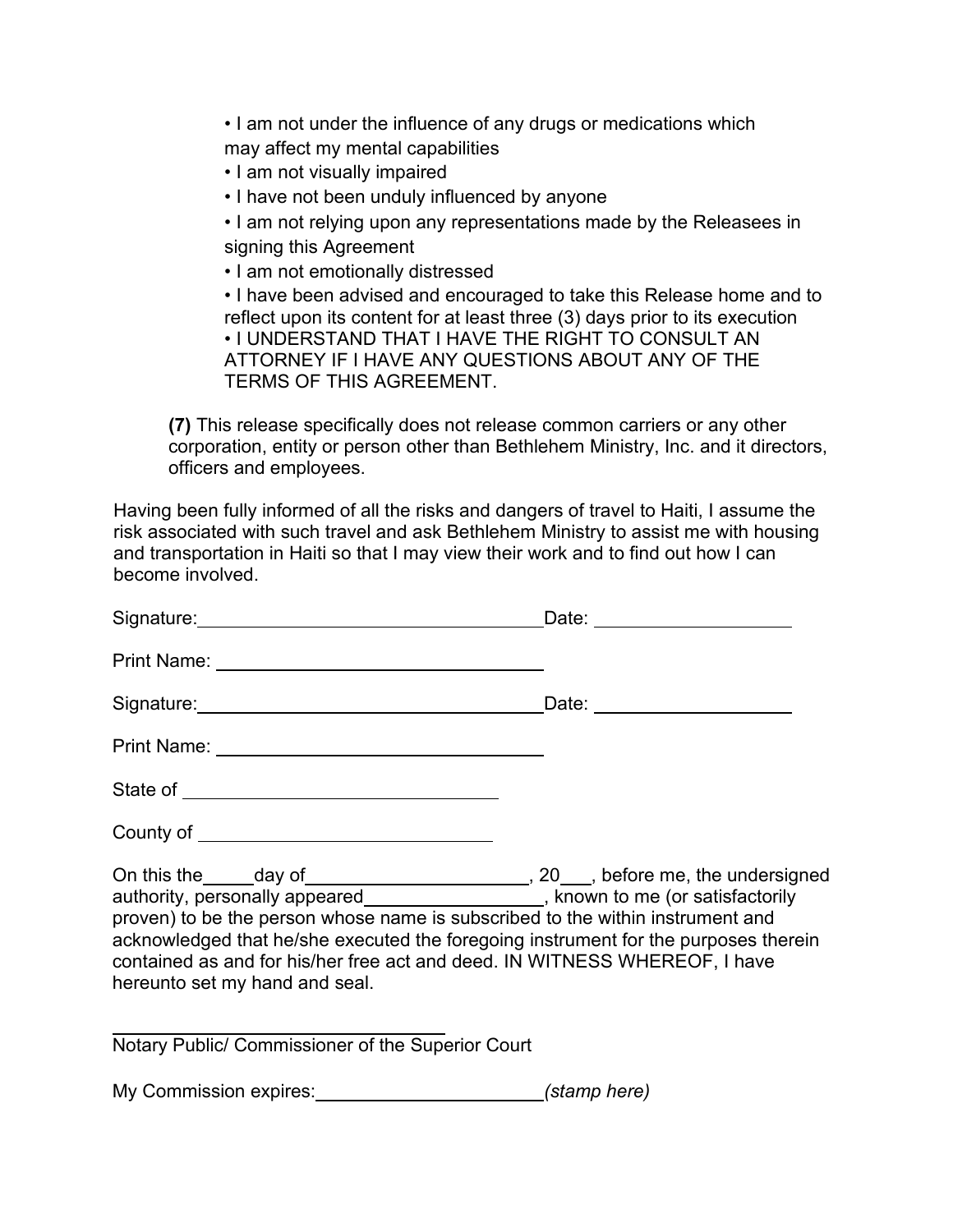- I am not under the influence of any drugs or medications which may affect my mental capabilities
- I am not visually impaired
- I have not been unduly influenced by anyone
- I am not relying upon any representations made by the Releasees in signing this Agreement
- I am not emotionally distressed
- I have been advised and encouraged to take this Release home and to reflect upon its content for at least three (3) days prior to its execution
- I UNDERSTAND THAT I HAVE THE RIGHT TO CONSULT AN ATTORNEY IF I HAVE ANY QUESTIONS ABOUT ANY OF THE TERMS OF THIS AGREEMENT.

**(7)** This release specifically does not release common carriers or any other corporation, entity or person other than Bethlehem Ministry, Inc. and it directors, officers and employees.

Having been fully informed of all the risks and dangers of travel to Haiti, I assume the risk associated with such travel and ask Bethlehem Ministry to assist me with housing and transportation in Haiti so that I may view their work and to find out how I can become involved.

Signature:\_\_\_\_\_\_\_\_\_\_\_\_\_\_\_\_\_\_\_\_\_\_\_\_\_\_\_\_\_\_\_\_\_\_Date: \_\_\_\_\_\_\_\_\_\_\_\_\_\_\_\_\_\_\_\_

Print Name: \_\_\_\_\_\_\_\_\_\_\_\_\_\_\_\_\_\_\_\_\_\_\_\_\_\_\_\_\_\_\_\_

Signature:\_\_\_\_\_\_\_\_\_\_\_\_\_\_\_\_\_\_\_\_\_\_\_\_\_\_\_\_\_\_\_\_\_\_Date: \_\_\_\_\_\_\_\_\_\_\_\_\_\_\_\_\_\_\_\_

Print Name: \_\_\_\_\_\_\_\_\_\_\_\_\_\_\_\_\_\_\_\_\_\_\_\_\_\_\_\_\_\_\_\_

State of \_\_\_\_\_\_\_\_\_\_\_\_\_\_\_\_\_\_\_\_\_\_\_\_\_\_\_\_\_\_\_\_

County of \_\_\_\_\_\_\_\_\_\_\_\_\_\_\_\_\_\_\_\_\_\_\_\_\_\_\_\_\_\_

On this the\_\_\_\_\_day of\_\_\_\_\_\_\_\_\_\_\_\_\_\_\_\_\_\_\_\_\_\_, 20\_\_\_, before me, the undersigned authority, personally appeared\_\_\_\_\_\_\_\_\_\_\_\_\_\_\_\_\_\_, known to me (or satisfactorily proven) to be the person whose name is subscribed to the within instrument and acknowledged that he/she executed the foregoing instrument for the purposes therein contained as and for his/her free act and deed. IN WITNESS WHEREOF, I have hereunto set my hand and seal.

\_\_\_\_\_\_\_\_\_\_\_\_\_\_\_\_\_\_\_\_\_\_\_\_\_\_\_\_\_\_\_\_\_\_
Notary Public/ Commissioner of the Superior Court

My Commission expires:\_\_\_\_\_\_\_\_\_\_\_\_\_\_\_\_\_\_\_\_\_\_*(stamp here)*